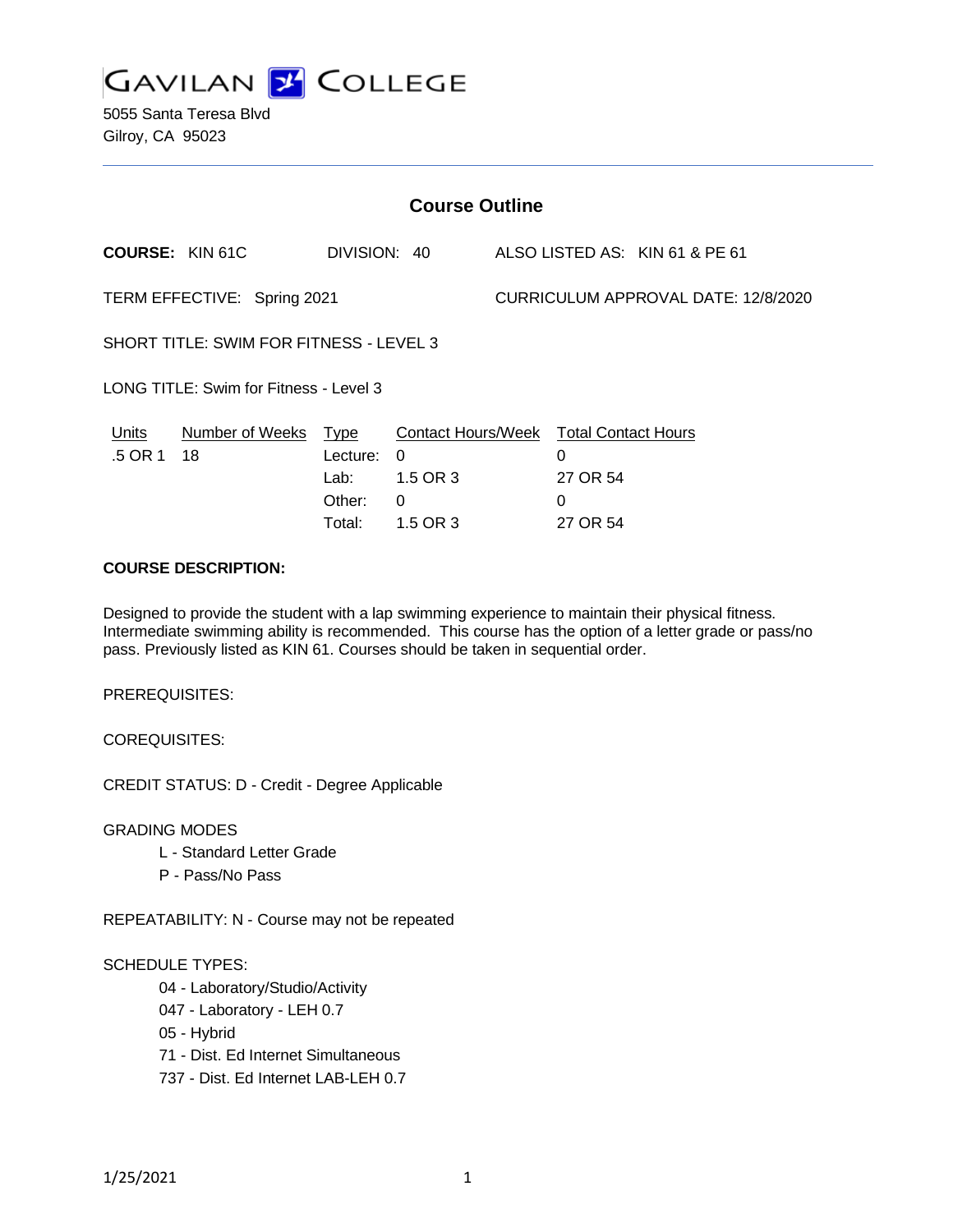# GAVILAN COLLEGE

5055 Santa Teresa Blvd
Gilroy, CA 95023

## Course Outline

**COURSE:** KIN 61C    DIVISION: 40    ALSO LISTED AS: KIN 61 & PE 61

TERM EFFECTIVE: Spring 2021    CURRICULUM APPROVAL DATE: 12/8/2020

SHORT TITLE: SWIM FOR FITNESS - LEVEL 3

LONG TITLE: Swim for Fitness - Level 3

| Units | Number of Weeks | Type | Contact Hours/Week | Total Contact Hours |
|---|---|---|---|---|
| .5 OR 1 | 18 | Lecture: | 0 | 0 |
| | | Lab: | 1.5 OR 3 | 27 OR 54 |
| | | Other: | 0 | 0 |
| | | Total: | 1.5 OR 3 | 27 OR 54 |

**COURSE DESCRIPTION:**

Designed to provide the student with a lap swimming experience to maintain their physical fitness. Intermediate swimming ability is recommended. This course has the option of a letter grade or pass/no pass. Previously listed as KIN 61. Courses should be taken in sequential order.

PREREQUISITES:

COREQUISITES:

CREDIT STATUS: D - Credit - Degree Applicable

GRADING MODES

- L - Standard Letter Grade
- P - Pass/No Pass

REPEATABILITY: N - Course may not be repeated

SCHEDULE TYPES:

- 04 - Laboratory/Studio/Activity
- 047 - Laboratory - LEH 0.7
- 05 - Hybrid
- 71 - Dist. Ed Internet Simultaneous
- 737 - Dist. Ed Internet LAB-LEH 0.7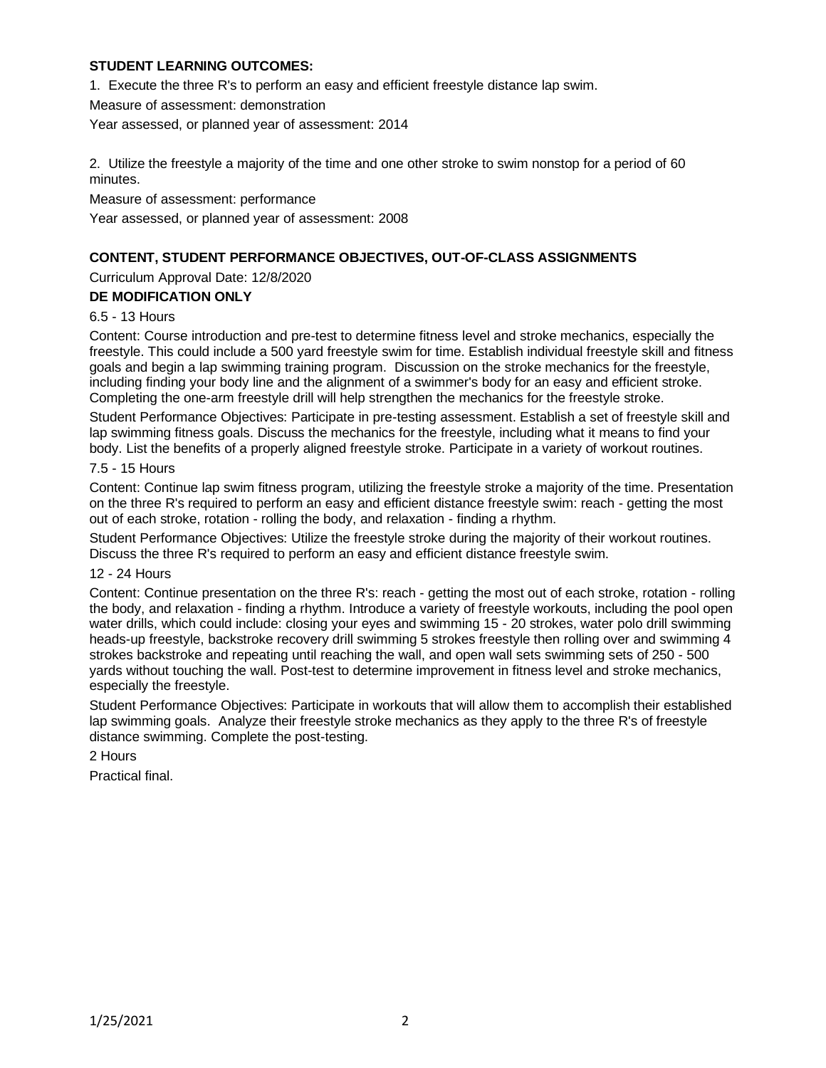**STUDENT LEARNING OUTCOMES:**

1. Execute the three R's to perform an easy and efficient freestyle distance lap swim.

Measure of assessment: demonstration

Year assessed, or planned year of assessment: 2014

2. Utilize the freestyle a majority of the time and one other stroke to swim nonstop for a period of 60 minutes.

Measure of assessment: performance

Year assessed, or planned year of assessment: 2008

**CONTENT, STUDENT PERFORMANCE OBJECTIVES, OUT-OF-CLASS ASSIGNMENTS**

Curriculum Approval Date: 12/8/2020

**DE MODIFICATION ONLY**

6.5 - 13 Hours

Content: Course introduction and pre-test to determine fitness level and stroke mechanics, especially the freestyle. This could include a 500 yard freestyle swim for time. Establish individual freestyle skill and fitness goals and begin a lap swimming training program. Discussion on the stroke mechanics for the freestyle, including finding your body line and the alignment of a swimmer's body for an easy and efficient stroke. Completing the one-arm freestyle drill will help strengthen the mechanics for the freestyle stroke.

Student Performance Objectives: Participate in pre-testing assessment. Establish a set of freestyle skill and lap swimming fitness goals. Discuss the mechanics for the freestyle, including what it means to find your body. List the benefits of a properly aligned freestyle stroke. Participate in a variety of workout routines.

7.5 - 15 Hours

Content: Continue lap swim fitness program, utilizing the freestyle stroke a majority of the time. Presentation on the three R's required to perform an easy and efficient distance freestyle swim: reach - getting the most out of each stroke, rotation - rolling the body, and relaxation - finding a rhythm.

Student Performance Objectives: Utilize the freestyle stroke during the majority of their workout routines. Discuss the three R's required to perform an easy and efficient distance freestyle swim.

12 - 24 Hours

Content: Continue presentation on the three R's: reach - getting the most out of each stroke, rotation - rolling the body, and relaxation - finding a rhythm. Introduce a variety of freestyle workouts, including the pool open water drills, which could include: closing your eyes and swimming 15 - 20 strokes, water polo drill swimming heads-up freestyle, backstroke recovery drill swimming 5 strokes freestyle then rolling over and swimming 4 strokes backstroke and repeating until reaching the wall, and open wall sets swimming sets of 250 - 500 yards without touching the wall. Post-test to determine improvement in fitness level and stroke mechanics, especially the freestyle.

Student Performance Objectives: Participate in workouts that will allow them to accomplish their established lap swimming goals. Analyze their freestyle stroke mechanics as they apply to the three R's of freestyle distance swimming. Complete the post-testing.

2 Hours

Practical final.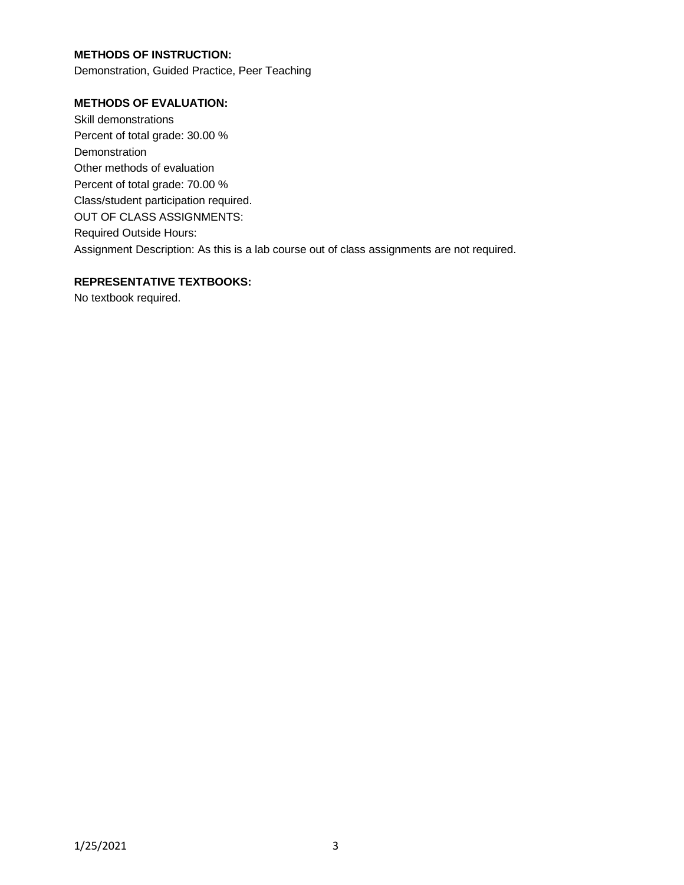**METHODS OF INSTRUCTION:**

Demonstration, Guided Practice, Peer Teaching

**METHODS OF EVALUATION:**

Skill demonstrations
Percent of total grade: 30.00 %
Demonstration
Other methods of evaluation
Percent of total grade: 70.00 %
Class/student participation required.
OUT OF CLASS ASSIGNMENTS:
Required Outside Hours:
Assignment Description: As this is a lab course out of class assignments are not required.

**REPRESENTATIVE TEXTBOOKS:**

No textbook required.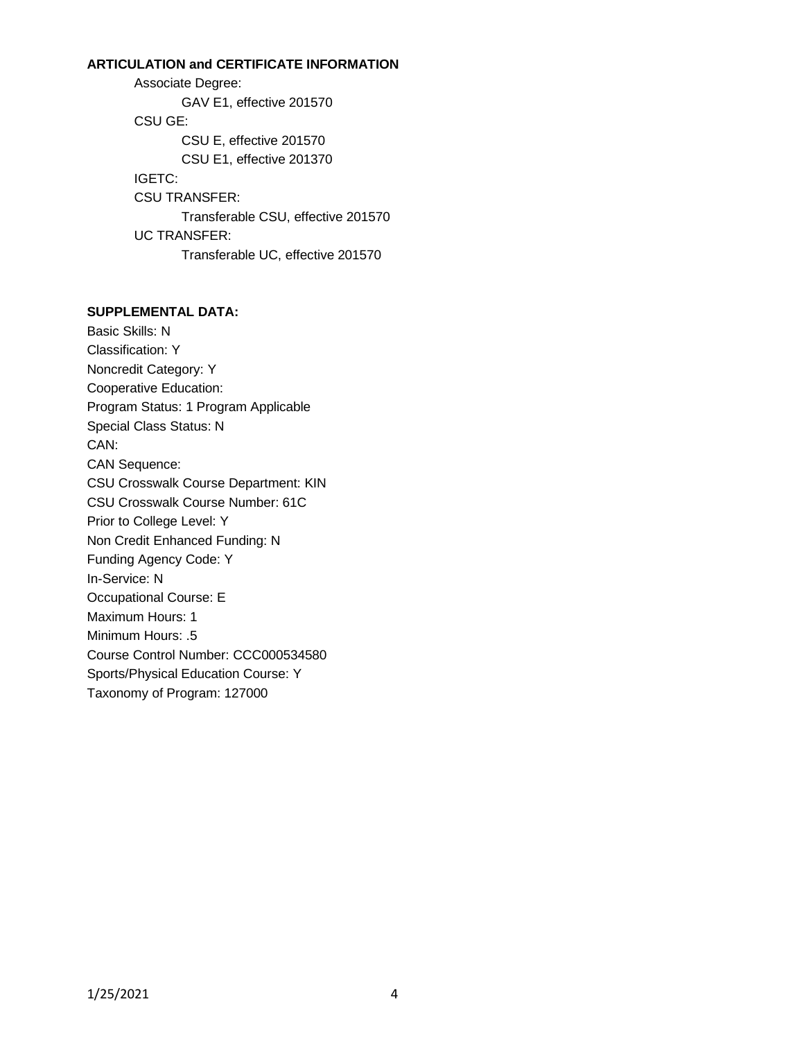**ARTICULATION and CERTIFICATE INFORMATION**

Associate Degree:
- GAV E1, effective 201570

CSU GE:
- CSU E, effective 201570
- CSU E1, effective 201370

IGETC:

CSU TRANSFER:
- Transferable CSU, effective 201570

UC TRANSFER:
- Transferable UC, effective 201570

**SUPPLEMENTAL DATA:**

Basic Skills: N
Classification: Y
Noncredit Category: Y
Cooperative Education:
Program Status: 1 Program Applicable
Special Class Status: N
CAN:
CAN Sequence:
CSU Crosswalk Course Department: KIN
CSU Crosswalk Course Number: 61C
Prior to College Level: Y
Non Credit Enhanced Funding: N
Funding Agency Code: Y
In-Service: N
Occupational Course: E
Maximum Hours: 1
Minimum Hours: .5
Course Control Number: CCC000534580
Sports/Physical Education Course: Y
Taxonomy of Program: 127000